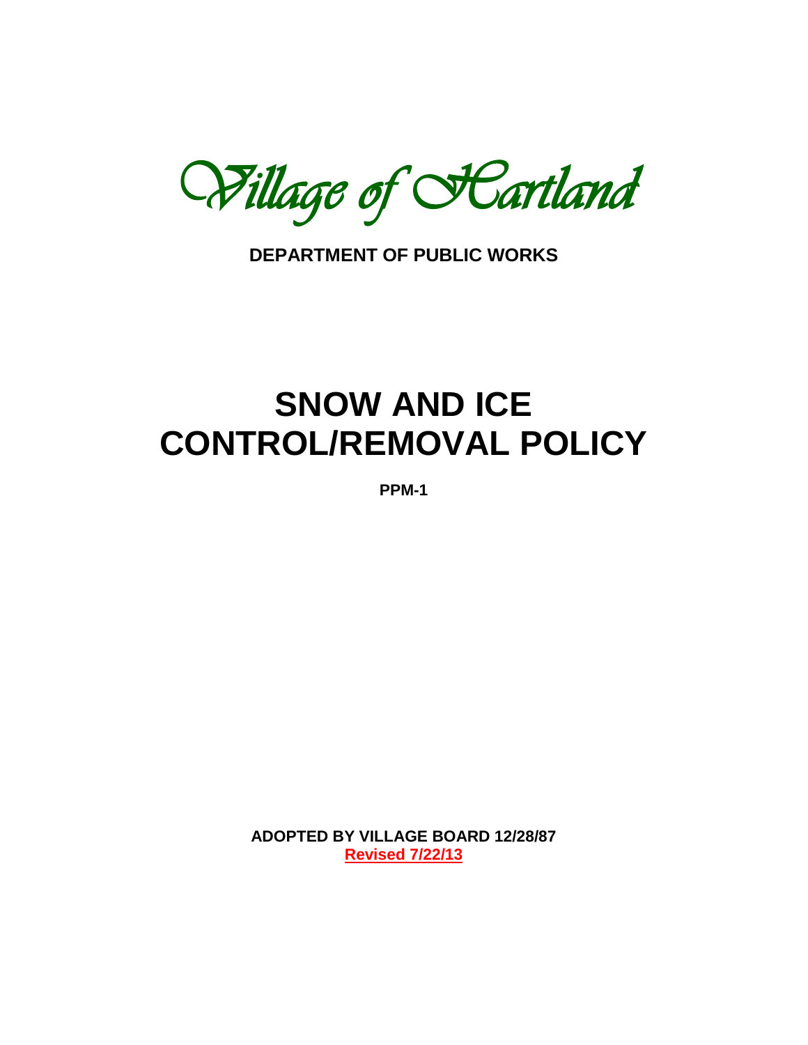*Village of Hartland*

**DEPARTMENT OF PUBLIC WORKS**

# SNOW AND ICE CONTROL/REMOVAL POLICY

**PPM-1**

**ADOPTED BY VILLAGE BOARD 12/28/87**

**Revised 7/22/13**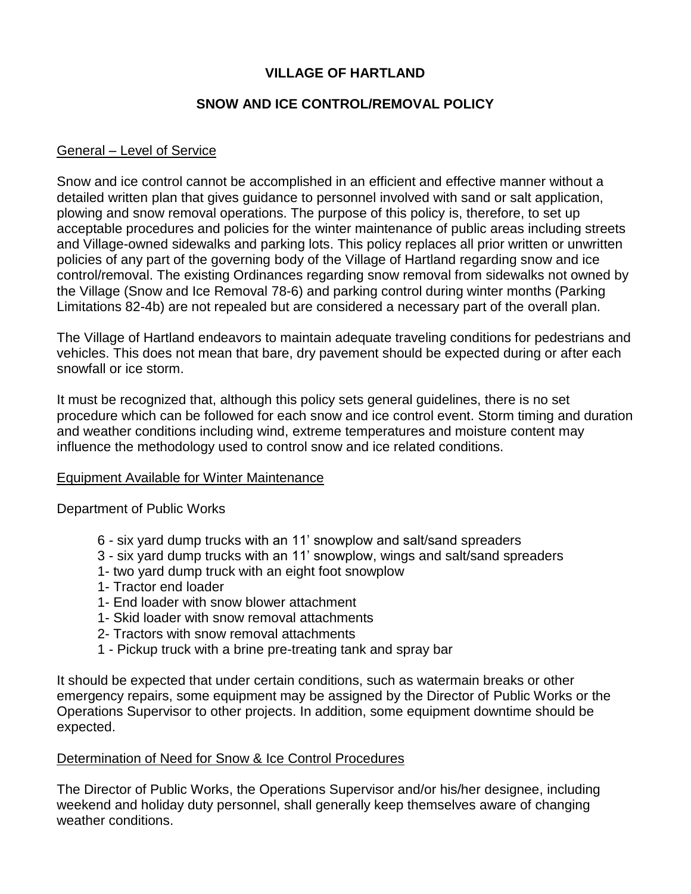# VILLAGE OF HARTLAND

## SNOW AND ICE CONTROL/REMOVAL POLICY

### General – Level of Service

Snow and ice control cannot be accomplished in an efficient and effective manner without a detailed written plan that gives guidance to personnel involved with sand or salt application, plowing and snow removal operations. The purpose of this policy is, therefore, to set up acceptable procedures and policies for the winter maintenance of public areas including streets and Village-owned sidewalks and parking lots. This policy replaces all prior written or unwritten policies of any part of the governing body of the Village of Hartland regarding snow and ice control/removal. The existing Ordinances regarding snow removal from sidewalks not owned by the Village (Snow and Ice Removal 78-6) and parking control during winter months (Parking Limitations 82-4b) are not repealed but are considered a necessary part of the overall plan.

The Village of Hartland endeavors to maintain adequate traveling conditions for pedestrians and vehicles. This does not mean that bare, dry pavement should be expected during or after each snowfall or ice storm.

It must be recognized that, although this policy sets general guidelines, there is no set procedure which can be followed for each snow and ice control event. Storm timing and duration and weather conditions including wind, extreme temperatures and moisture content may influence the methodology used to control snow and ice related conditions.

### Equipment Available for Winter Maintenance

Department of Public Works

- 6 - six yard dump trucks with an 11' snowplow and salt/sand spreaders
- 3 - six yard dump trucks with an 11' snowplow, wings and salt/sand spreaders
- 1- two yard dump truck with an eight foot snowplow
- 1- Tractor end loader
- 1- End loader with snow blower attachment
- 1- Skid loader with snow removal attachments
- 2- Tractors with snow removal attachments
- 1 - Pickup truck with a brine pre-treating tank and spray bar

It should be expected that under certain conditions, such as watermain breaks or other emergency repairs, some equipment may be assigned by the Director of Public Works or the Operations Supervisor to other projects. In addition, some equipment downtime should be expected.

### Determination of Need for Snow & Ice Control Procedures

The Director of Public Works, the Operations Supervisor and/or his/her designee, including weekend and holiday duty personnel, shall generally keep themselves aware of changing weather conditions.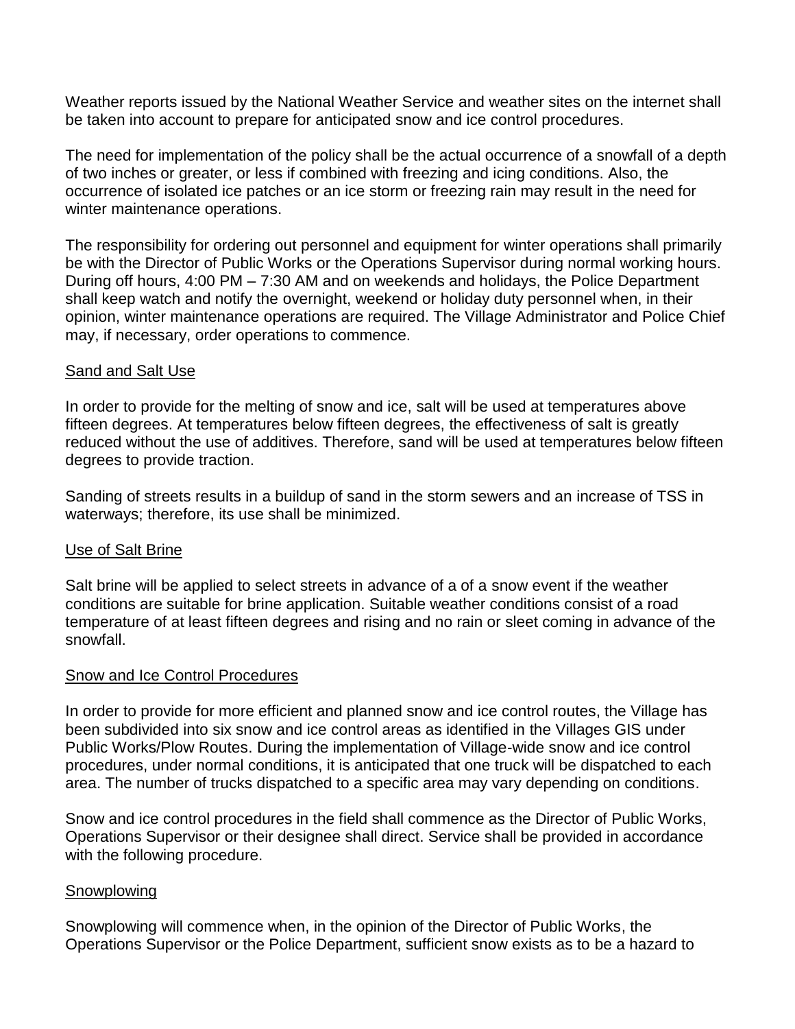Weather reports issued by the National Weather Service and weather sites on the internet shall be taken into account to prepare for anticipated snow and ice control procedures.

The need for implementation of the policy shall be the actual occurrence of a snowfall of a depth of two inches or greater, or less if combined with freezing and icing conditions. Also, the occurrence of isolated ice patches or an ice storm or freezing rain may result in the need for winter maintenance operations.

The responsibility for ordering out personnel and equipment for winter operations shall primarily be with the Director of Public Works or the Operations Supervisor during normal working hours. During off hours, 4:00 PM – 7:30 AM and on weekends and holidays, the Police Department shall keep watch and notify the overnight, weekend or holiday duty personnel when, in their opinion, winter maintenance operations are required. The Village Administrator and Police Chief may, if necessary, order operations to commence.

## Sand and Salt Use

In order to provide for the melting of snow and ice, salt will be used at temperatures above fifteen degrees. At temperatures below fifteen degrees, the effectiveness of salt is greatly reduced without the use of additives. Therefore, sand will be used at temperatures below fifteen degrees to provide traction.

Sanding of streets results in a buildup of sand in the storm sewers and an increase of TSS in waterways; therefore, its use shall be minimized.

## Use of Salt Brine

Salt brine will be applied to select streets in advance of a of a snow event if the weather conditions are suitable for brine application. Suitable weather conditions consist of a road temperature of at least fifteen degrees and rising and no rain or sleet coming in advance of the snowfall.

## Snow and Ice Control Procedures

In order to provide for more efficient and planned snow and ice control routes, the Village has been subdivided into six snow and ice control areas as identified in the Villages GIS under Public Works/Plow Routes. During the implementation of Village-wide snow and ice control procedures, under normal conditions, it is anticipated that one truck will be dispatched to each area. The number of trucks dispatched to a specific area may vary depending on conditions.

Snow and ice control procedures in the field shall commence as the Director of Public Works, Operations Supervisor or their designee shall direct. Service shall be provided in accordance with the following procedure.

## Snowplowing

Snowplowing will commence when, in the opinion of the Director of Public Works, the Operations Supervisor or the Police Department, sufficient snow exists as to be a hazard to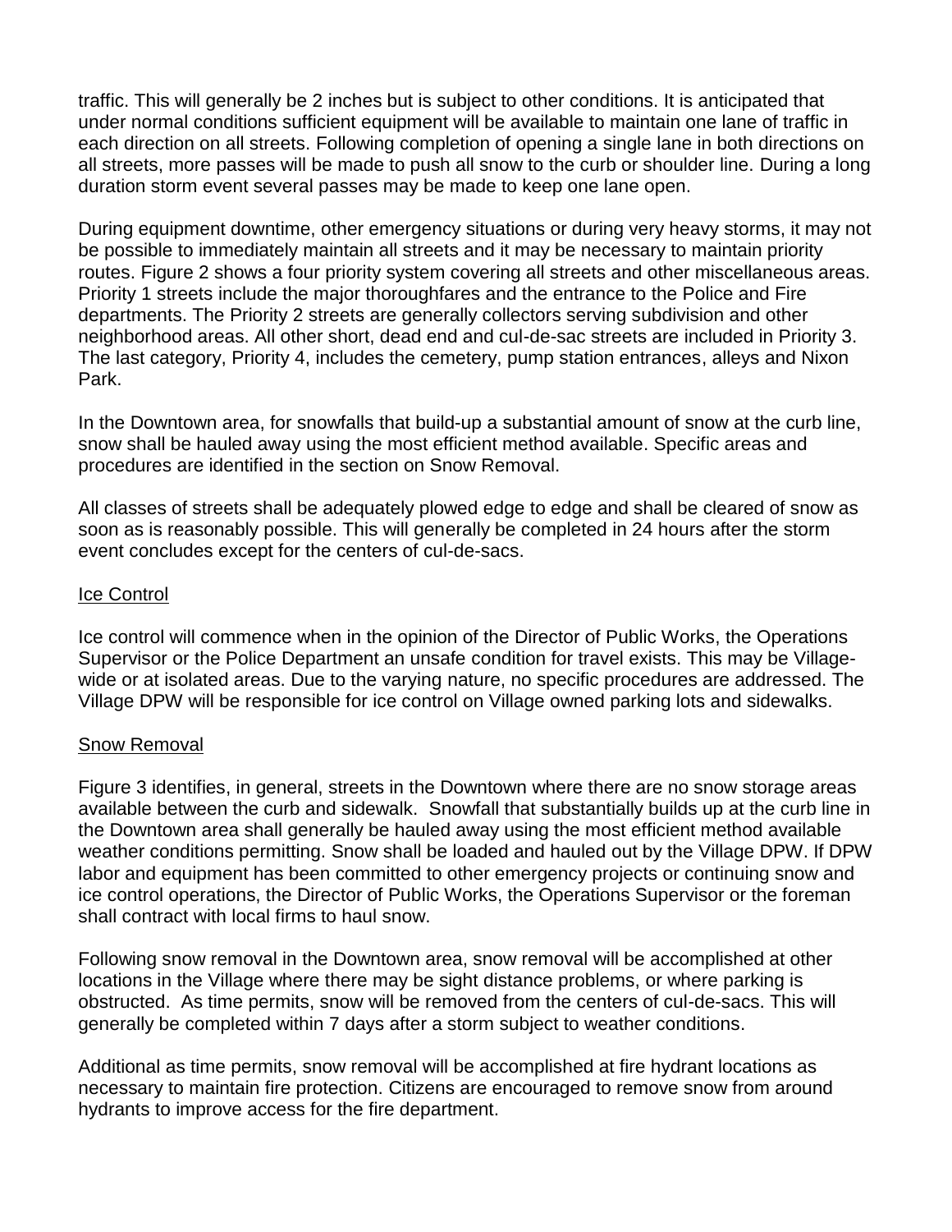traffic. This will generally be 2 inches but is subject to other conditions. It is anticipated that under normal conditions sufficient equipment will be available to maintain one lane of traffic in each direction on all streets. Following completion of opening a single lane in both directions on all streets, more passes will be made to push all snow to the curb or shoulder line. During a long duration storm event several passes may be made to keep one lane open.

During equipment downtime, other emergency situations or during very heavy storms, it may not be possible to immediately maintain all streets and it may be necessary to maintain priority routes. Figure 2 shows a four priority system covering all streets and other miscellaneous areas. Priority 1 streets include the major thoroughfares and the entrance to the Police and Fire departments. The Priority 2 streets are generally collectors serving subdivision and other neighborhood areas. All other short, dead end and cul-de-sac streets are included in Priority 3. The last category, Priority 4, includes the cemetery, pump station entrances, alleys and Nixon Park.

In the Downtown area, for snowfalls that build-up a substantial amount of snow at the curb line, snow shall be hauled away using the most efficient method available. Specific areas and procedures are identified in the section on Snow Removal.

All classes of streets shall be adequately plowed edge to edge and shall be cleared of snow as soon as is reasonably possible. This will generally be completed in 24 hours after the storm event concludes except for the centers of cul-de-sacs.

## Ice Control

Ice control will commence when in the opinion of the Director of Public Works, the Operations Supervisor or the Police Department an unsafe condition for travel exists. This may be Village-wide or at isolated areas. Due to the varying nature, no specific procedures are addressed. The Village DPW will be responsible for ice control on Village owned parking lots and sidewalks.

## Snow Removal

Figure 3 identifies, in general, streets in the Downtown where there are no snow storage areas available between the curb and sidewalk. Snowfall that substantially builds up at the curb line in the Downtown area shall generally be hauled away using the most efficient method available weather conditions permitting. Snow shall be loaded and hauled out by the Village DPW. If DPW labor and equipment has been committed to other emergency projects or continuing snow and ice control operations, the Director of Public Works, the Operations Supervisor or the foreman shall contract with local firms to haul snow.

Following snow removal in the Downtown area, snow removal will be accomplished at other locations in the Village where there may be sight distance problems, or where parking is obstructed. As time permits, snow will be removed from the centers of cul-de-sacs. This will generally be completed within 7 days after a storm subject to weather conditions.

Additional as time permits, snow removal will be accomplished at fire hydrant locations as necessary to maintain fire protection. Citizens are encouraged to remove snow from around hydrants to improve access for the fire department.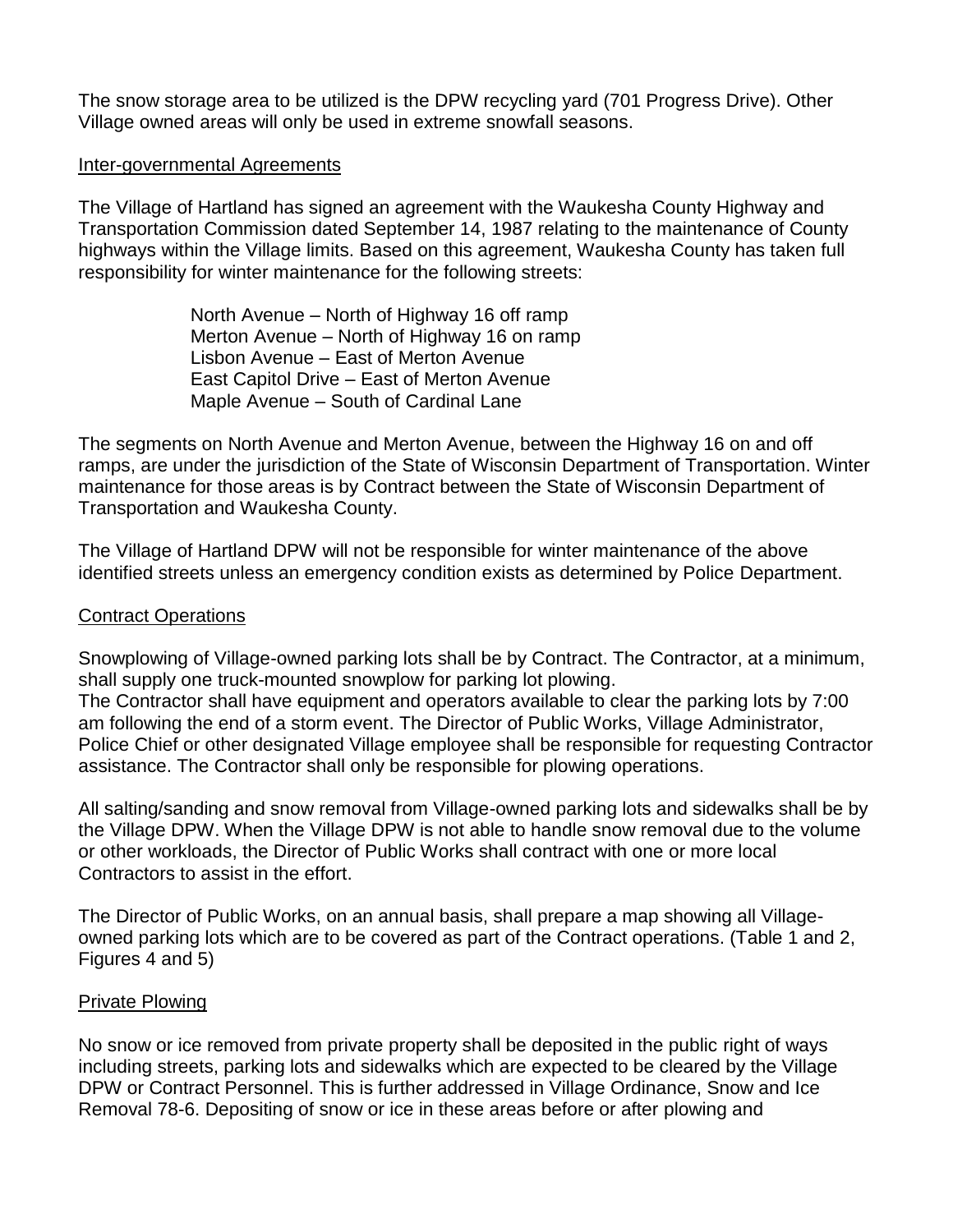The snow storage area to be utilized is the DPW recycling yard (701 Progress Drive). Other Village owned areas will only be used in extreme snowfall seasons.

## Inter-governmental Agreements

The Village of Hartland has signed an agreement with the Waukesha County Highway and Transportation Commission dated September 14, 1987 relating to the maintenance of County highways within the Village limits. Based on this agreement, Waukesha County has taken full responsibility for winter maintenance for the following streets:

North Avenue – North of Highway 16 off ramp
Merton Avenue – North of Highway 16 on ramp
Lisbon Avenue – East of Merton Avenue
East Capitol Drive – East of Merton Avenue
Maple Avenue – South of Cardinal Lane

The segments on North Avenue and Merton Avenue, between the Highway 16 on and off ramps, are under the jurisdiction of the State of Wisconsin Department of Transportation. Winter maintenance for those areas is by Contract between the State of Wisconsin Department of Transportation and Waukesha County.

The Village of Hartland DPW will not be responsible for winter maintenance of the above identified streets unless an emergency condition exists as determined by Police Department.

## Contract Operations

Snowplowing of Village-owned parking lots shall be by Contract. The Contractor, at a minimum, shall supply one truck-mounted snowplow for parking lot plowing.
The Contractor shall have equipment and operators available to clear the parking lots by 7:00 am following the end of a storm event. The Director of Public Works, Village Administrator, Police Chief or other designated Village employee shall be responsible for requesting Contractor assistance. The Contractor shall only be responsible for plowing operations.

All salting/sanding and snow removal from Village-owned parking lots and sidewalks shall be by the Village DPW. When the Village DPW is not able to handle snow removal due to the volume or other workloads, the Director of Public Works shall contract with one or more local Contractors to assist in the effort.

The Director of Public Works, on an annual basis, shall prepare a map showing all Village-owned parking lots which are to be covered as part of the Contract operations. (Table 1 and 2, Figures 4 and 5)

## Private Plowing

No snow or ice removed from private property shall be deposited in the public right of ways including streets, parking lots and sidewalks which are expected to be cleared by the Village DPW or Contract Personnel. This is further addressed in Village Ordinance, Snow and Ice Removal 78-6. Depositing of snow or ice in these areas before or after plowing and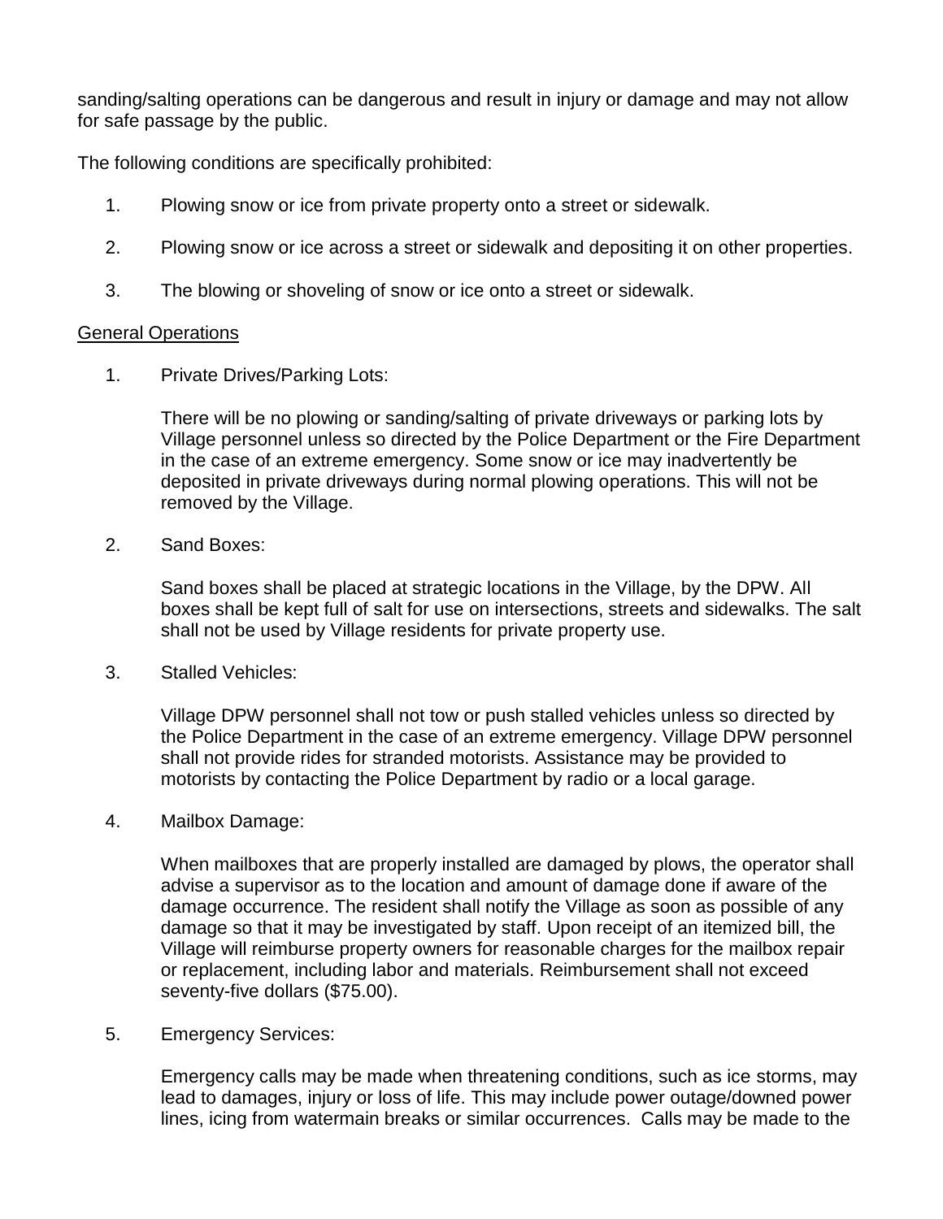sanding/salting operations can be dangerous and result in injury or damage and may not allow for safe passage by the public.

The following conditions are specifically prohibited:

1. Plowing snow or ice from private property onto a street or sidewalk.

2. Plowing snow or ice across a street or sidewalk and depositing it on other properties.

3. The blowing or shoveling of snow or ice onto a street or sidewalk.

<u>General Operations</u>

1. Private Drives/Parking Lots:

   There will be no plowing or sanding/salting of private driveways or parking lots by Village personnel unless so directed by the Police Department or the Fire Department in the case of an extreme emergency. Some snow or ice may inadvertently be deposited in private driveways during normal plowing operations. This will not be removed by the Village.

2. Sand Boxes:

   Sand boxes shall be placed at strategic locations in the Village, by the DPW. All boxes shall be kept full of salt for use on intersections, streets and sidewalks. The salt shall not be used by Village residents for private property use.

3. Stalled Vehicles:

   Village DPW personnel shall not tow or push stalled vehicles unless so directed by the Police Department in the case of an extreme emergency. Village DPW personnel shall not provide rides for stranded motorists. Assistance may be provided to motorists by contacting the Police Department by radio or a local garage.

4. Mailbox Damage:

   When mailboxes that are properly installed are damaged by plows, the operator shall advise a supervisor as to the location and amount of damage done if aware of the damage occurrence. The resident shall notify the Village as soon as possible of any damage so that it may be investigated by staff. Upon receipt of an itemized bill, the Village will reimburse property owners for reasonable charges for the mailbox repair or replacement, including labor and materials. Reimbursement shall not exceed seventy-five dollars ($75.00).

5. Emergency Services:

   Emergency calls may be made when threatening conditions, such as ice storms, may lead to damages, injury or loss of life. This may include power outage/downed power lines, icing from watermain breaks or similar occurrences. Calls may be made to the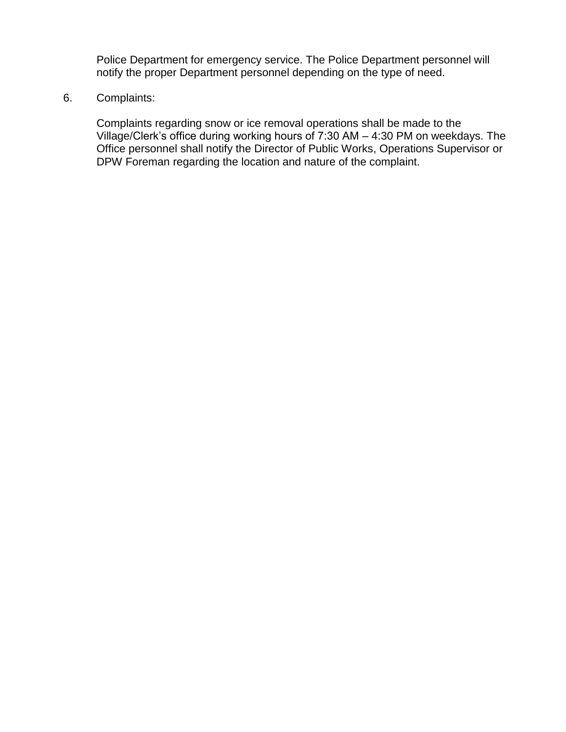Police Department for emergency service. The Police Department personnel will notify the proper Department personnel depending on the type of need.

6. Complaints:

   Complaints regarding snow or ice removal operations shall be made to the Village/Clerk's office during working hours of 7:30 AM – 4:30 PM on weekdays. The Office personnel shall notify the Director of Public Works, Operations Supervisor or DPW Foreman regarding the location and nature of the complaint.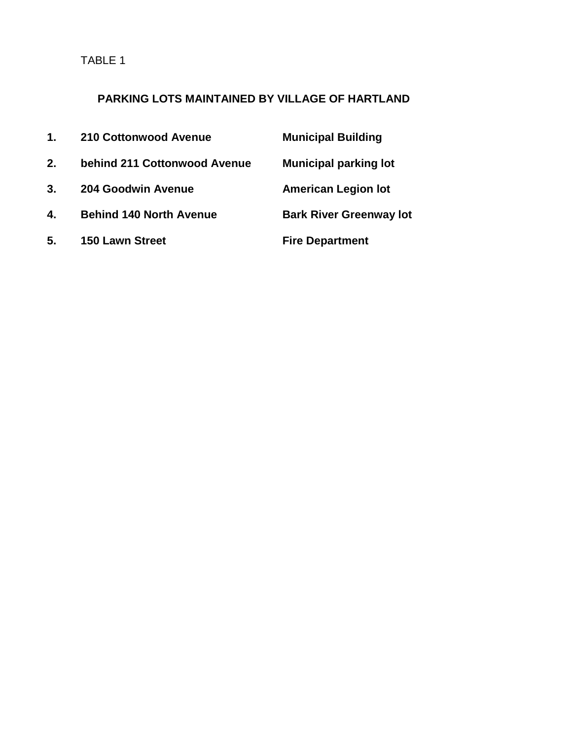TABLE 1

## PARKING LOTS MAINTAINED BY VILLAGE OF HARTLAND

| | Location | Description |
|---|---|---|
| **1.** | **210 Cottonwood Avenue** | **Municipal Building** |
| **2.** | **behind 211 Cottonwood Avenue** | **Municipal parking lot** |
| **3.** | **204 Goodwin Avenue** | **American Legion lot** |
| **4.** | **Behind 140 North Avenue** | **Bark River Greenway lot** |
| **5.** | **150 Lawn Street** | **Fire Department** |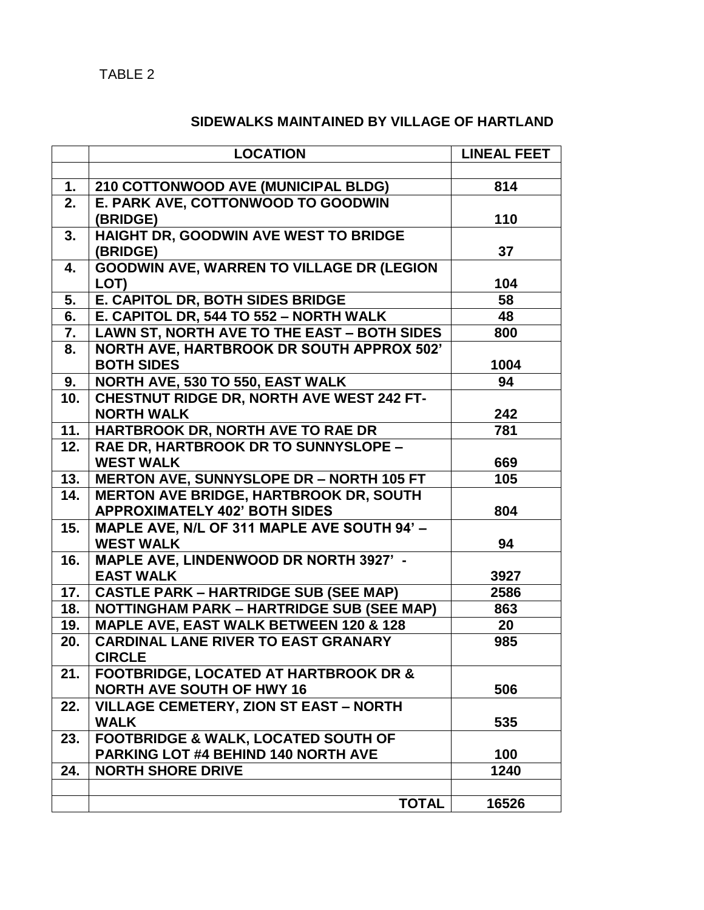TABLE 2

## SIDEWALKS MAINTAINED BY VILLAGE OF HARTLAND

| | LOCATION | LINEAL FEET |
|---|---|---|
| | | |
| 1. | 210 COTTONWOOD AVE (MUNICIPAL BLDG) | 814 |
| 2. | E. PARK AVE, COTTONWOOD TO GOODWIN (BRIDGE) | 110 |
| 3. | HAIGHT DR, GOODWIN AVE WEST TO BRIDGE (BRIDGE) | 37 |
| 4. | GOODWIN AVE, WARREN TO VILLAGE DR (LEGION LOT) | 104 |
| 5. | E. CAPITOL DR, BOTH SIDES BRIDGE | 58 |
| 6. | E. CAPITOL DR, 544 TO 552 – NORTH WALK | 48 |
| 7. | LAWN ST, NORTH AVE TO THE EAST – BOTH SIDES | 800 |
| 8. | NORTH AVE, HARTBROOK DR SOUTH APPROX 502' BOTH SIDES | 1004 |
| 9. | NORTH AVE, 530 TO 550, EAST WALK | 94 |
| 10. | CHESTNUT RIDGE DR, NORTH AVE WEST 242 FT-NORTH WALK | 242 |
| 11. | HARTBROOK DR, NORTH AVE TO RAE DR | 781 |
| 12. | RAE DR, HARTBROOK DR TO SUNNYSLOPE – WEST WALK | 669 |
| 13. | MERTON AVE, SUNNYSLOPE DR – NORTH 105 FT | 105 |
| 14. | MERTON AVE BRIDGE, HARTBROOK DR, SOUTH APPROXIMATELY 402' BOTH SIDES | 804 |
| 15. | MAPLE AVE, N/L OF 311 MAPLE AVE SOUTH 94' – WEST WALK | 94 |
| 16. | MAPLE AVE, LINDENWOOD DR NORTH 3927' - EAST WALK | 3927 |
| 17. | CASTLE PARK – HARTRIDGE SUB (SEE MAP) | 2586 |
| 18. | NOTTINGHAM PARK – HARTRIDGE SUB (SEE MAP) | 863 |
| 19. | MAPLE AVE, EAST WALK BETWEEN 120 & 128 | 20 |
| 20. | CARDINAL LANE RIVER TO EAST GRANARY CIRCLE | 985 |
| 21. | FOOTBRIDGE, LOCATED AT HARTBROOK DR & NORTH AVE SOUTH OF HWY 16 | 506 |
| 22. | VILLAGE CEMETERY, ZION ST EAST – NORTH WALK | 535 |
| 23. | FOOTBRIDGE & WALK, LOCATED SOUTH OF PARKING LOT #4 BEHIND 140 NORTH AVE | 100 |
| 24. | NORTH SHORE DRIVE | 1240 |
| | | |
| | TOTAL | 16526 |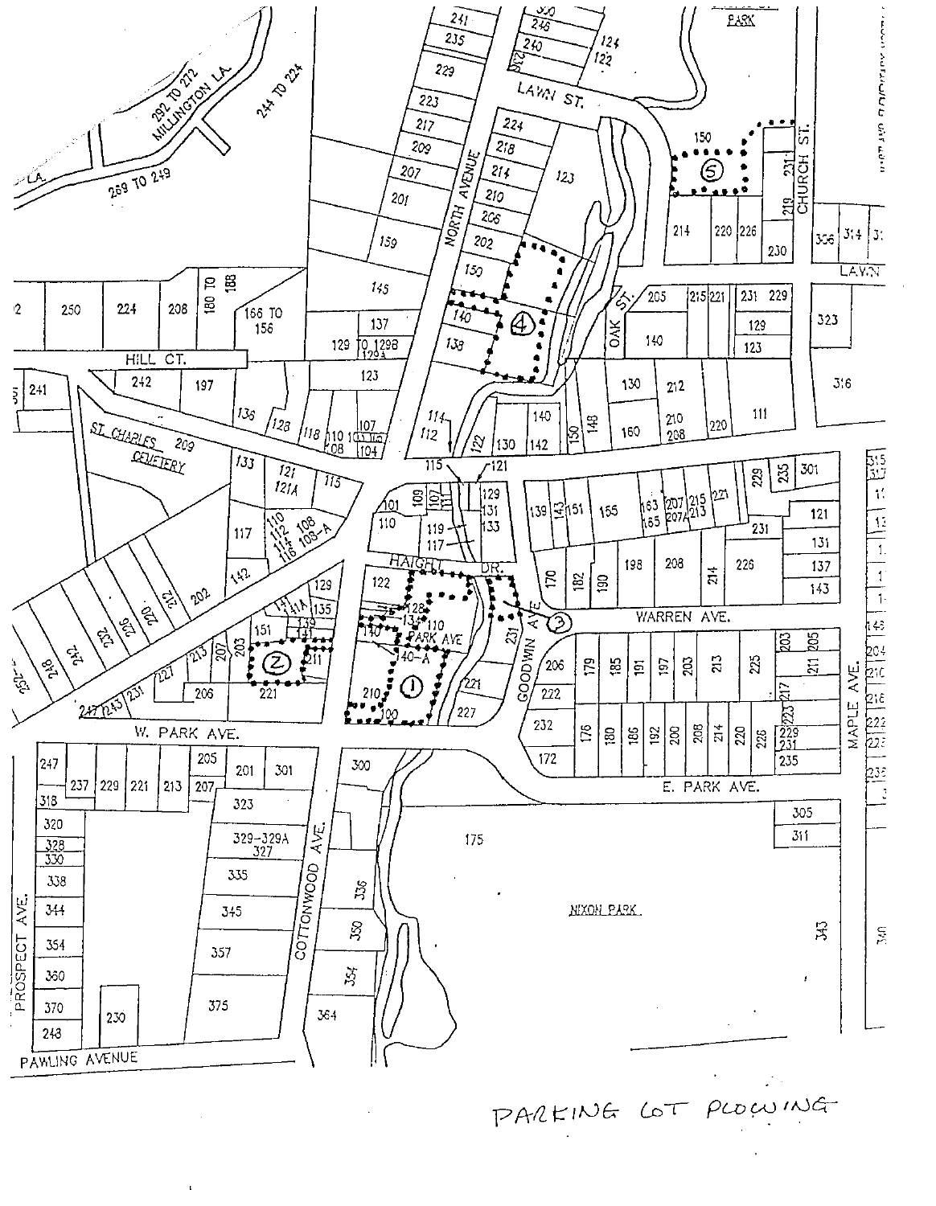HILL CT.

ST. CHARLES CEMETERY

MILLINGTON LA.

LAWN ST.

NORTH AVENUE

CHURCH ST.

OAK ST.

HAIGHT DR.

PARK AVE

WARREN AVE.

GOODWIN AVE

W. PARK AVE.

E. PARK AVE.

MAPLE AVE.

COTTONWOOD AVE.

PROSPECT AVE.

PAWLING AVENUE

NIXON PARK

PARK

PARKING LOT PLOWING